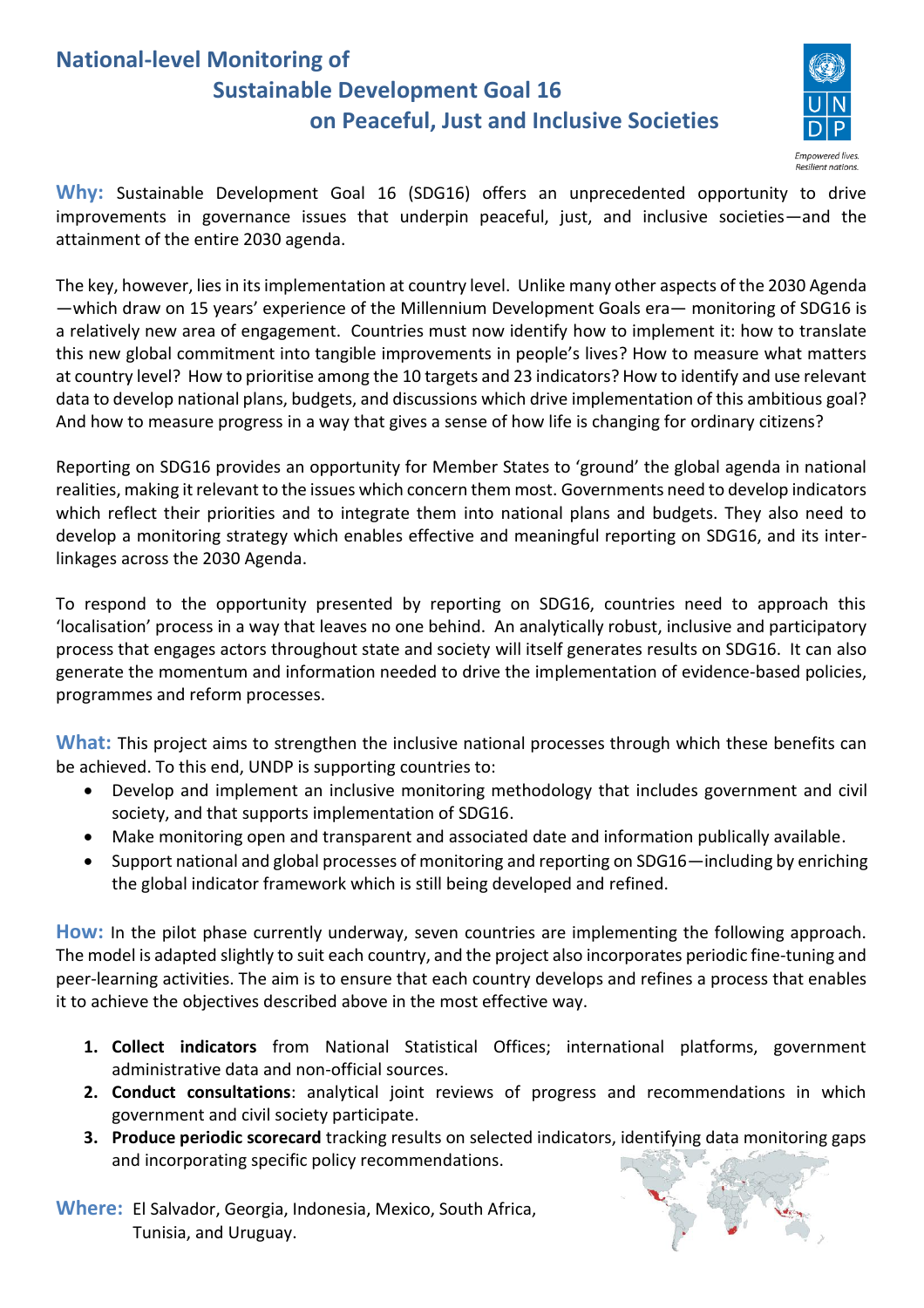# National-level Monitoring of Sustainable Development Goal 16 on Peaceful, Just and Inclusive Societies

**Why:** Sustainable Development Goal 16 (SDG16) offers an unprecedented opportunity to drive improvements in governance issues that underpin peaceful, just, and inclusive societies—and the attainment of the entire 2030 agenda.

The key, however, lies in its implementation at country level. Unlike many other aspects of the 2030 Agenda—which draw on 15 years' experience of the Millennium Development Goals era— monitoring of SDG16 is a relatively new area of engagement. Countries must now identify how to implement it: how to translate this new global commitment into tangible improvements in people's lives? How to measure what matters at country level? How to prioritise among the 10 targets and 23 indicators? How to identify and use relevant data to develop national plans, budgets, and discussions which drive implementation of this ambitious goal? And how to measure progress in a way that gives a sense of how life is changing for ordinary citizens?

Reporting on SDG16 provides an opportunity for Member States to 'ground' the global agenda in national realities, making it relevant to the issues which concern them most. Governments need to develop indicators which reflect their priorities and to integrate them into national plans and budgets. They also need to develop a monitoring strategy which enables effective and meaningful reporting on SDG16, and its inter-linkages across the 2030 Agenda.

To respond to the opportunity presented by reporting on SDG16, countries need to approach this 'localisation' process in a way that leaves no one behind. An analytically robust, inclusive and participatory process that engages actors throughout state and society will itself generates results on SDG16. It can also generate the momentum and information needed to drive the implementation of evidence-based policies, programmes and reform processes.

**What:** This project aims to strengthen the inclusive national processes through which these benefits can be achieved. To this end, UNDP is supporting countries to:

- Develop and implement an inclusive monitoring methodology that includes government and civil society, and that supports implementation of SDG16.
- Make monitoring open and transparent and associated date and information publically available.
- Support national and global processes of monitoring and reporting on SDG16—including by enriching the global indicator framework which is still being developed and refined.

**How:** In the pilot phase currently underway, seven countries are implementing the following approach. The model is adapted slightly to suit each country, and the project also incorporates periodic fine-tuning and peer-learning activities. The aim is to ensure that each country develops and refines a process that enables it to achieve the objectives described above in the most effective way.

1. **Collect indicators** from National Statistical Offices; international platforms, government administrative data and non-official sources.
2. **Conduct consultations**: analytical joint reviews of progress and recommendations in which government and civil society participate.
3. **Produce periodic scorecard** tracking results on selected indicators, identifying data monitoring gaps and incorporating specific policy recommendations.

**Where:** El Salvador, Georgia, Indonesia, Mexico, South Africa, Tunisia, and Uruguay.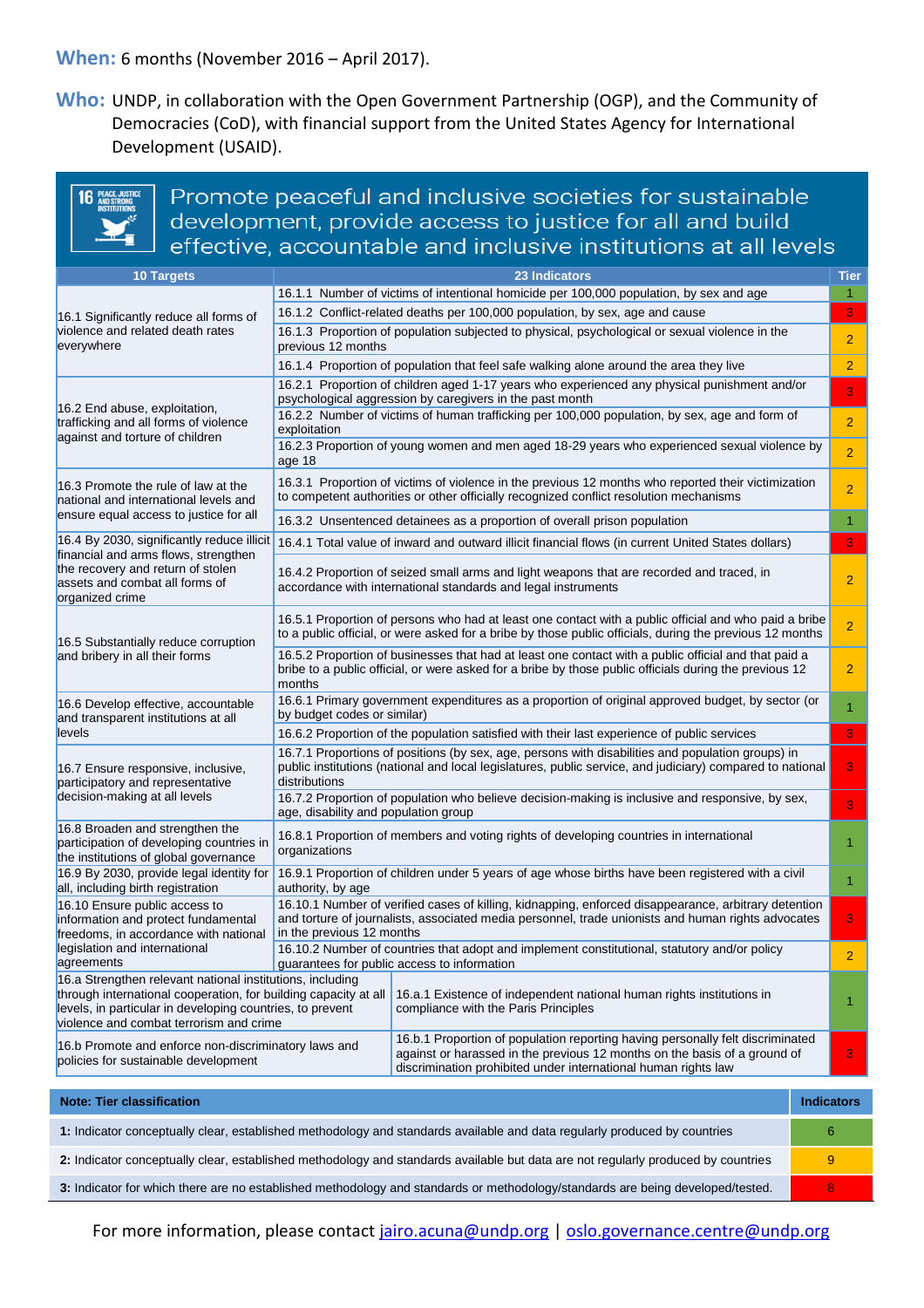**When:** 6 months (November 2016 – April 2017).

**Who:** UNDP, in collaboration with the Open Government Partnership (OGP), and the Community of Democracies (CoD), with financial support from the United States Agency for International Development (USAID).

## 16 PEACE, JUSTICE AND STRONG INSTITUTIONS — Promote peaceful and inclusive societies for sustainable development, provide access to justice for all and build effective, accountable and inclusive institutions at all levels

| 10 Targets | 23 Indicators | Tier |
|---|---|---|
| 16.1 Significantly reduce all forms of violence and related death rates everywhere | 16.1.1 Number of victims of intentional homicide per 100,000 population, by sex and age | 1 |
| | 16.1.2 Conflict-related deaths per 100,000 population, by sex, age and cause | 3 |
| | 16.1.3 Proportion of population subjected to physical, psychological or sexual violence in the previous 12 months | 2 |
| | 16.1.4 Proportion of population that feel safe walking alone around the area they live | 2 |
| 16.2 End abuse, exploitation, trafficking and all forms of violence against and torture of children | 16.2.1 Proportion of children aged 1-17 years who experienced any physical punishment and/or psychological aggression by caregivers in the past month | 3 |
| | 16.2.2 Number of victims of human trafficking per 100,000 population, by sex, age and form of exploitation | 2 |
| | 16.2.3 Proportion of young women and men aged 18-29 years who experienced sexual violence by age 18 | 2 |
| 16.3 Promote the rule of law at the national and international levels and ensure equal access to justice for all | 16.3.1 Proportion of victims of violence in the previous 12 months who reported their victimization to competent authorities or other officially recognized conflict resolution mechanisms | 2 |
| | 16.3.2 Unsentenced detainees as a proportion of overall prison population | 1 |
| 16.4 By 2030, significantly reduce illicit financial and arms flows, strengthen the recovery and return of stolen assets and combat all forms of organized crime | 16.4.1 Total value of inward and outward illicit financial flows (in current United States dollars) | 3 |
| | 16.4.2 Proportion of seized small arms and light weapons that are recorded and traced, in accordance with international standards and legal instruments | 2 |
| 16.5 Substantially reduce corruption and bribery in all their forms | 16.5.1 Proportion of persons who had at least one contact with a public official and who paid a bribe to a public official, or were asked for a bribe by those public officials, during the previous 12 months | 2 |
| | 16.5.2 Proportion of businesses that had at least one contact with a public official and that paid a bribe to a public official, or were asked for a bribe by those public officials during the previous 12 months | 2 |
| 16.6 Develop effective, accountable and transparent institutions at all levels | 16.6.1 Primary government expenditures as a proportion of original approved budget, by sector (or by budget codes or similar) | 1 |
| | 16.6.2 Proportion of the population satisfied with their last experience of public services | 3 |
| 16.7 Ensure responsive, inclusive, participatory and representative decision-making at all levels | 16.7.1 Proportions of positions (by sex, age, persons with disabilities and population groups) in public institutions (national and local legislatures, public service, and judiciary) compared to national distributions | 3 |
| | 16.7.2 Proportion of population who believe decision-making is inclusive and responsive, by sex, age, disability and population group | 3 |
| 16.8 Broaden and strengthen the participation of developing countries in the institutions of global governance | 16.8.1 Proportion of members and voting rights of developing countries in international organizations | 1 |
| 16.9 By 2030, provide legal identity for all, including birth registration | 16.9.1 Proportion of children under 5 years of age whose births have been registered with a civil authority, by age | 1 |
| 16.10 Ensure public access to information and protect fundamental freedoms, in accordance with national legislation and international agreements | 16.10.1 Number of verified cases of killing, kidnapping, enforced disappearance, arbitrary detention and torture of journalists, associated media personnel, trade unionists and human rights advocates in the previous 12 months | 3 |
| | 16.10.2 Number of countries that adopt and implement constitutional, statutory and/or policy guarantees for public access to information | 2 |
| 16.a Strengthen relevant national institutions, including through international cooperation, for building capacity at all levels, in particular in developing countries, to prevent violence and combat terrorism and crime | 16.a.1 Existence of independent national human rights institutions in compliance with the Paris Principles | 1 |
| 16.b Promote and enforce non-discriminatory laws and policies for sustainable development | 16.b.1 Proportion of population reporting having personally felt discriminated against or harassed in the previous 12 months on the basis of a ground of discrimination prohibited under international human rights law | 3 |

| Note: Tier classification | Indicators |
|---|---|
| **1:** Indicator conceptually clear, established methodology and standards available and data regularly produced by countries | 6 |
| **2:** Indicator conceptually clear, established methodology and standards available but data are not regularly produced by countries | 9 |
| **3:** Indicator for which there are no established methodology and standards or methodology/standards are being developed/tested. | 8 |

For more information, please contact jairo.acuna@undp.org | oslo.governance.centre@undp.org